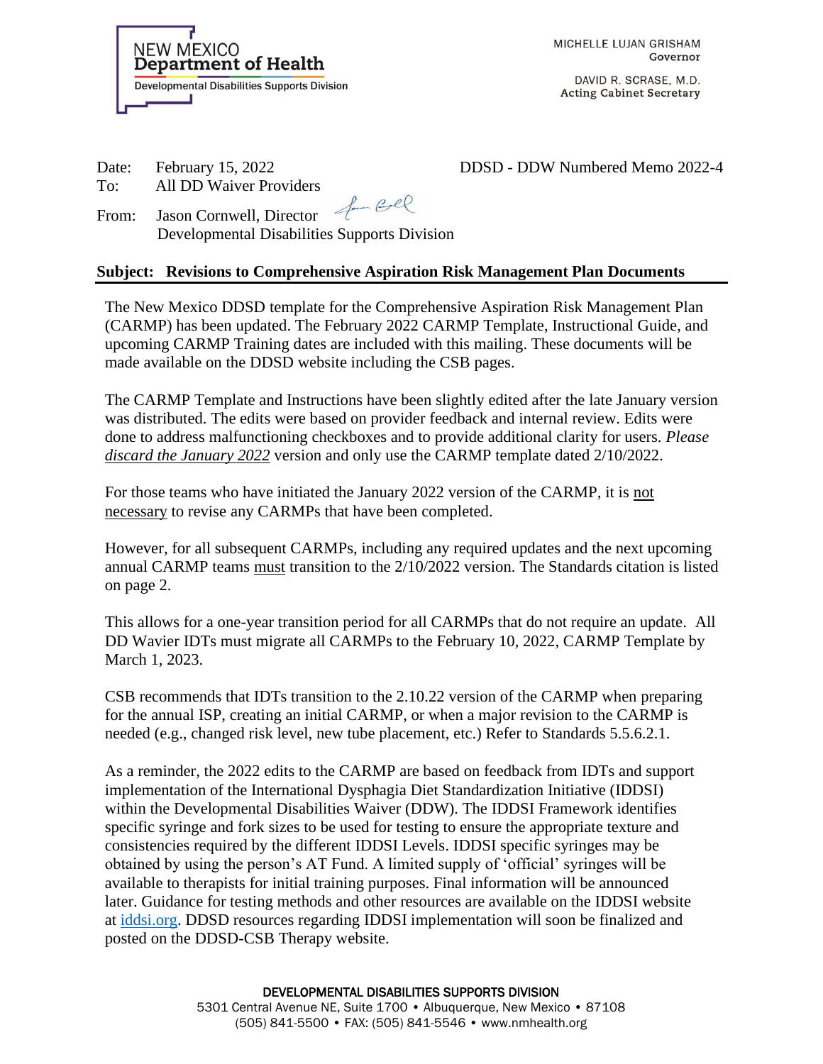NEW MEXICO
**Department of Health**
Developmental Disabilities Supports Division

MICHELLE LUJAN GRISHAM
Governor

DAVID R. SCRASE, M.D.
Acting Cabinet Secretary

Date: February 15, 2022 DDSD - DDW Numbered Memo 2022-4
To: All DD Waiver Providers
From: Jason Cornwell, Director
Developmental Disabilities Supports Division

**Subject: Revisions to Comprehensive Aspiration Risk Management Plan Documents**

The New Mexico DDSD template for the Comprehensive Aspiration Risk Management Plan (CARMP) has been updated. The February 2022 CARMP Template, Instructional Guide, and upcoming CARMP Training dates are included with this mailing. These documents will be made available on the DDSD website including the CSB pages.

The CARMP Template and Instructions have been slightly edited after the late January version was distributed. The edits were based on provider feedback and internal review. Edits were done to address malfunctioning checkboxes and to provide additional clarity for users. *Please discard the January 2022* version and only use the CARMP template dated 2/10/2022.

For those teams who have initiated the January 2022 version of the CARMP, it is not necessary to revise any CARMPs that have been completed.

However, for all subsequent CARMPs, including any required updates and the next upcoming annual CARMP teams must transition to the 2/10/2022 version. The Standards citation is listed on page 2.

This allows for a one-year transition period for all CARMPs that do not require an update. All DD Wavier IDTs must migrate all CARMPs to the February 10, 2022, CARMP Template by March 1, 2023.

CSB recommends that IDTs transition to the 2.10.22 version of the CARMP when preparing for the annual ISP, creating an initial CARMP, or when a major revision to the CARMP is needed (e.g., changed risk level, new tube placement, etc.) Refer to Standards 5.5.6.2.1.

As a reminder, the 2022 edits to the CARMP are based on feedback from IDTs and support implementation of the International Dysphagia Diet Standardization Initiative (IDDSI) within the Developmental Disabilities Waiver (DDW). The IDDSI Framework identifies specific syringe and fork sizes to be used for testing to ensure the appropriate texture and consistencies required by the different IDDSI Levels. IDDSI specific syringes may be obtained by using the person's AT Fund. A limited supply of 'official' syringes will be available to therapists for initial training purposes. Final information will be announced later. Guidance for testing methods and other resources are available on the IDDSI website at iddsi.org. DDSD resources regarding IDDSI implementation will soon be finalized and posted on the DDSD-CSB Therapy website.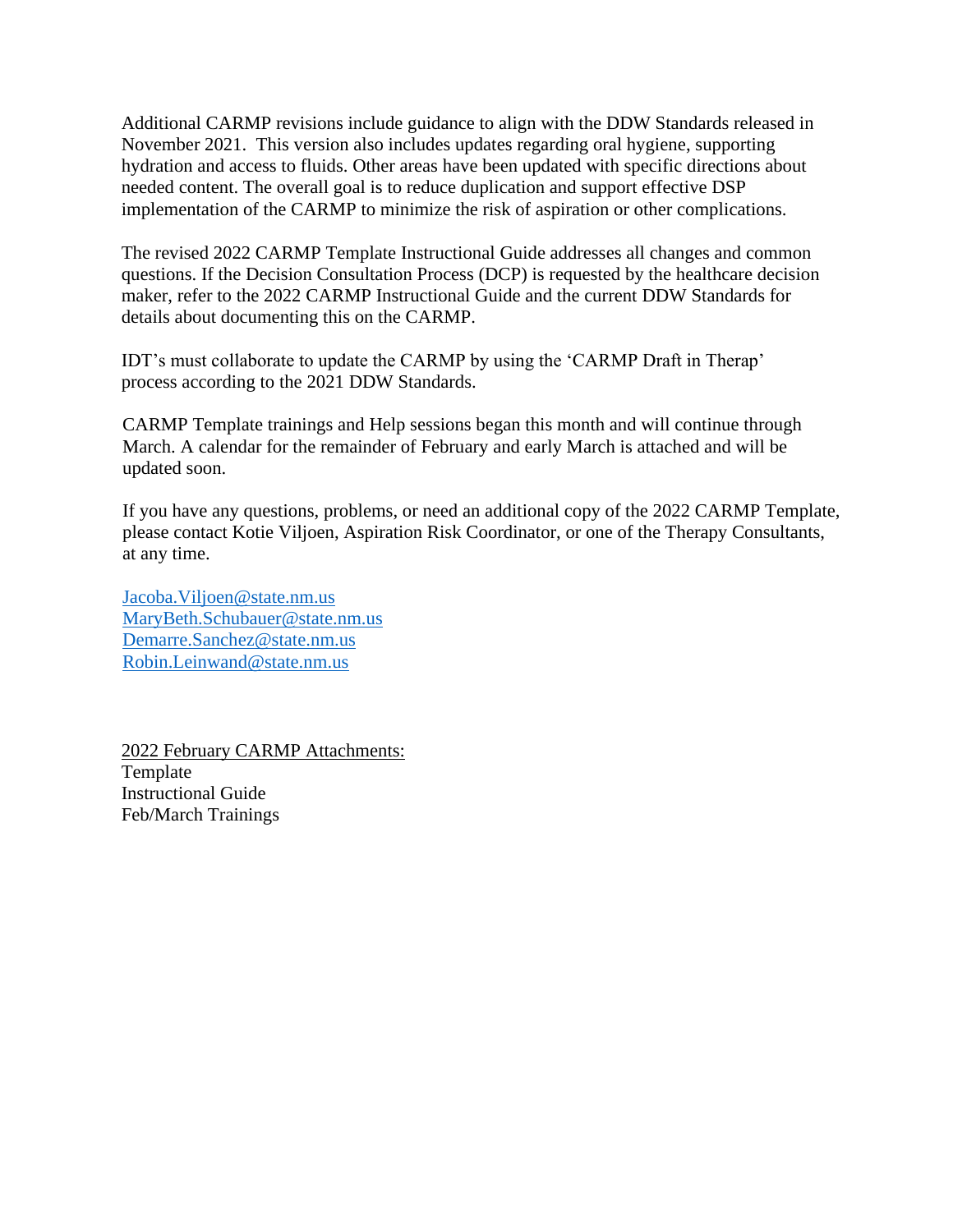Additional CARMP revisions include guidance to align with the DDW Standards released in November 2021. This version also includes updates regarding oral hygiene, supporting hydration and access to fluids. Other areas have been updated with specific directions about needed content. The overall goal is to reduce duplication and support effective DSP implementation of the CARMP to minimize the risk of aspiration or other complications.

The revised 2022 CARMP Template Instructional Guide addresses all changes and common questions. If the Decision Consultation Process (DCP) is requested by the healthcare decision maker, refer to the 2022 CARMP Instructional Guide and the current DDW Standards for details about documenting this on the CARMP.

IDT's must collaborate to update the CARMP by using the 'CARMP Draft in Therap' process according to the 2021 DDW Standards.

CARMP Template trainings and Help sessions began this month and will continue through March. A calendar for the remainder of February and early March is attached and will be updated soon.

If you have any questions, problems, or need an additional copy of the 2022 CARMP Template, please contact Kotie Viljoen, Aspiration Risk Coordinator, or one of the Therapy Consultants, at any time.

Jacoba.Viljoen@state.nm.us
MaryBeth.Schubauer@state.nm.us
Demarre.Sanchez@state.nm.us
Robin.Leinwand@state.nm.us

2022 February CARMP Attachments:
Template
Instructional Guide
Feb/March Trainings